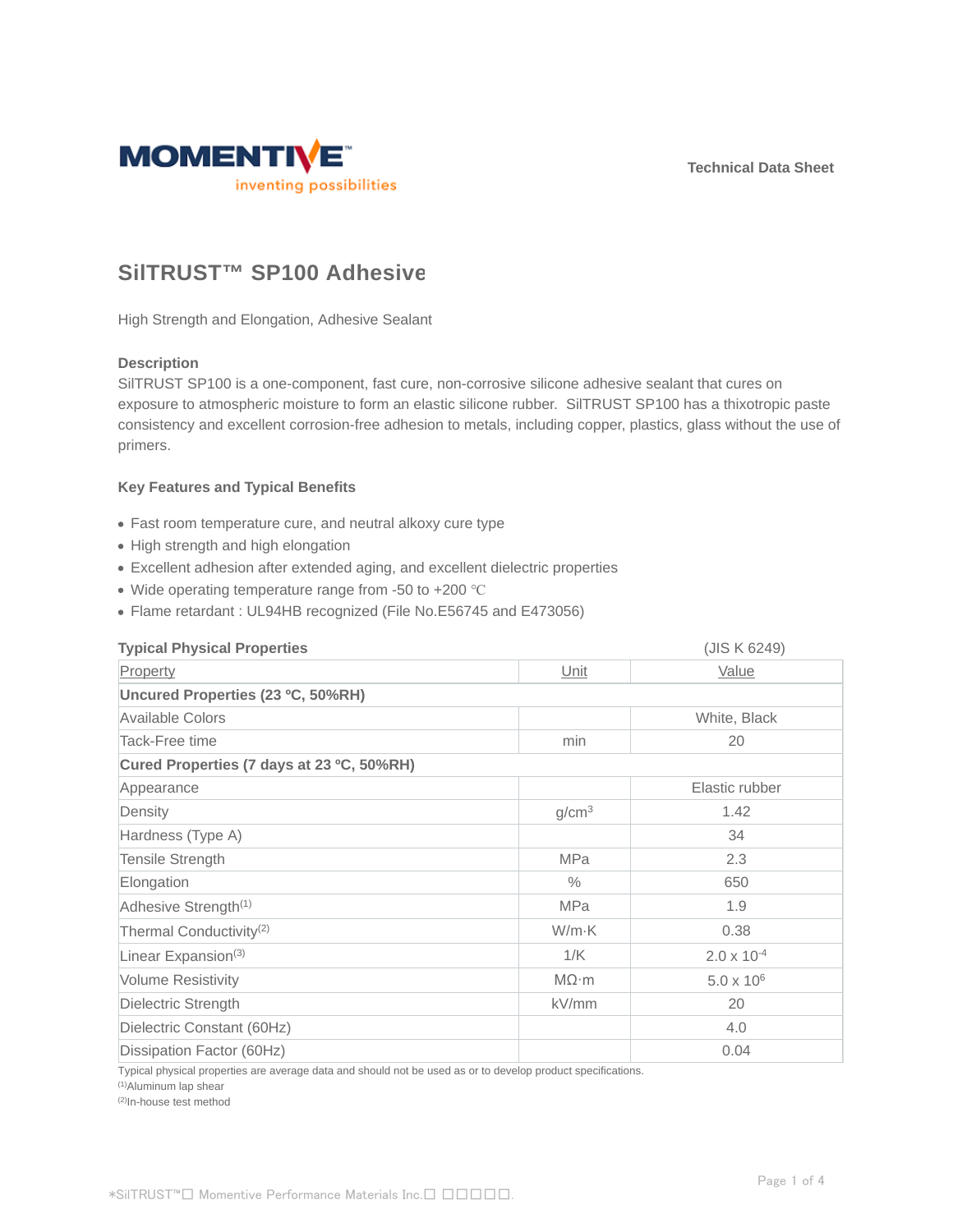Technical Data Sheet

# SilTRUST™ SP100 Adhesive

High Strength and Elongation, Adhesive Sealant

### Description

SilTRUST SP100 is a one-component, fast cure, non-corrosive silicone adhesive sealant that cures on exposure to atmospheric moisture to form an elastic silicone rubber. SilTRUST SP100 has a thixotropic paste consistency and excellent corrosion-free adhesion to metals, including copper, plastics, glass without the use of primers.

### Key Features and Typical Benefits

- Fast room temperature cure, and neutral alkoxy cure type
- High strength and high elongation
- Excellent adhesion after extended aging, and excellent dielectric properties
- Wide operating temperature range from -50 to +200 ℃
- Flame retardant : UL94HB recognized (File No.E56745 and E473056)

### Typical Physical Properties

(JIS K 6249)

| Property | Unit | Value |
|---|---|---|
| **Uncured Properties (23 ºC, 50%RH)** | | |
| Available Colors | | White, Black |
| Tack-Free time | min | 20 |
| **Cured Properties (7 days at 23 ºC, 50%RH)** | | |
| Appearance | | Elastic rubber |
| Density | g/cm$^3$ | 1.42 |
| Hardness (Type A) | | 34 |
| Tensile Strength | MPa | 2.3 |
| Elongation | % | 650 |
| Adhesive Strength[(1)] | MPa | 1.9 |
| Thermal Conductivity[(2)] | W/m·K | 0.38 |
| Linear Expansion[(3)] | 1/K | $2.0 \times 10^{-4}$ |
| Volume Resistivity | MΩ·m | $5.0 \times 10^{6}$ |
| Dielectric Strength | kV/mm | 20 |
| Dielectric Constant (60Hz) | | 4.0 |
| Dissipation Factor (60Hz) | | 0.04 |

Typical physical properties are average data and should not be used as or to develop product specifications.

[(1)]Aluminum lap shear

[(2)]In-house test method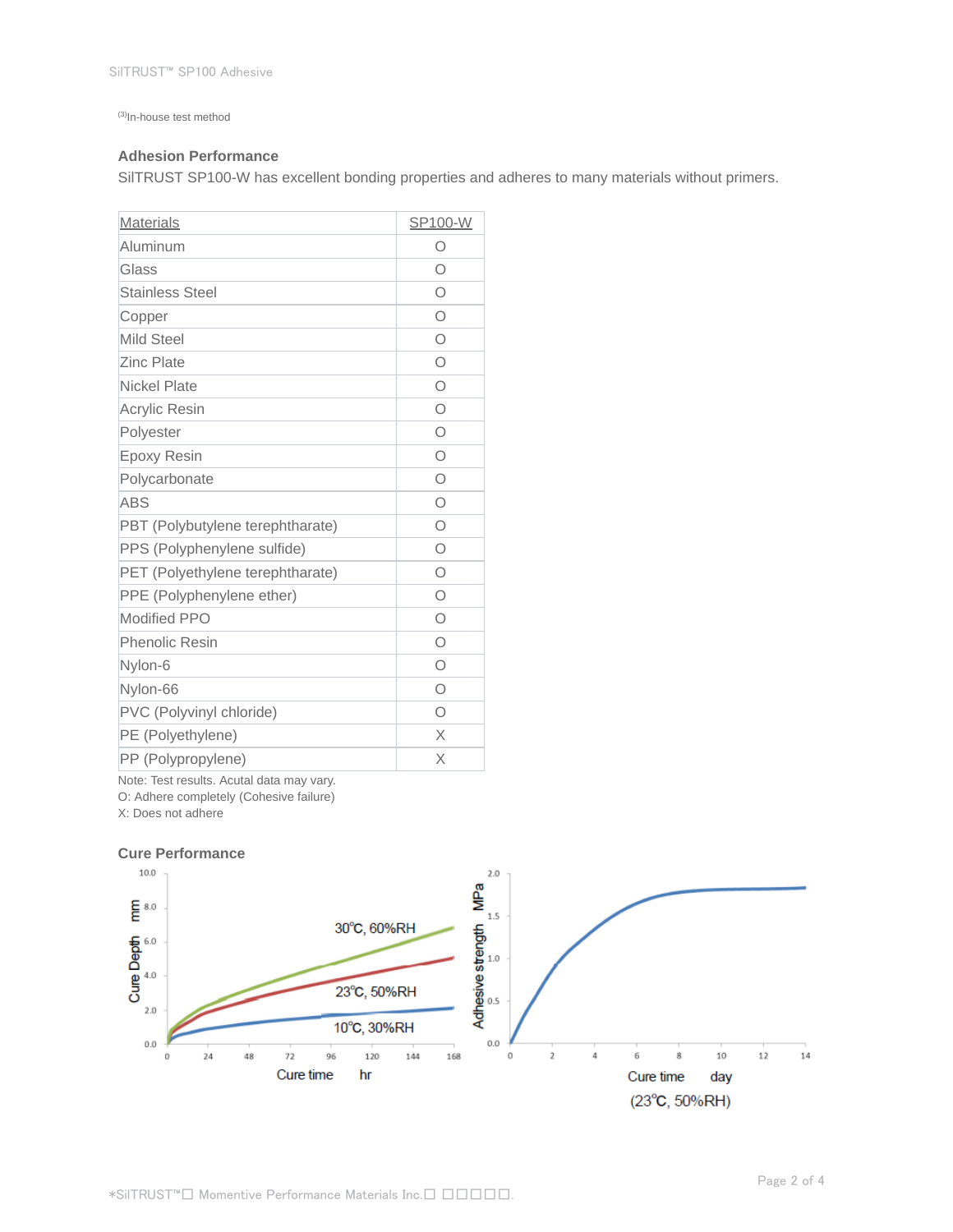(3)In-house test method

### Adhesion Performance

SilTRUST SP100-W has excellent bonding properties and adheres to many materials without primers.

| Materials | SP100-W |
|---|---|
| Aluminum | O |
| Glass | O |
| Stainless Steel | O |
| Copper | O |
| Mild Steel | O |
| Zinc Plate | O |
| Nickel Plate | O |
| Acrylic Resin | O |
| Polyester | O |
| Epoxy Resin | O |
| Polycarbonate | O |
| ABS | O |
| PBT (Polybutylene terephtharate) | O |
| PPS (Polyphenylene sulfide) | O |
| PET (Polyethylene terephtharate) | O |
| PPE (Polyphenylene ether) | O |
| Modified PPO | O |
| Phenolic Resin | O |
| Nylon-6 | O |
| Nylon-66 | O |
| PVC (Polyvinyl chloride) | O |
| PE (Polyethylene) | X |
| PP (Polypropylene) | X |

Note: Test results. Acutal data may vary.
O: Adhere completely (Cohesive failure)
X: Does not adhere

### Cure Performance

Cure Depth mm vs. Cure time hr: 30℃, 60%RH; 23℃, 50%RH; 10℃, 30%RH

Adhesive strength MPa vs. Cure time day (23℃, 50%RH)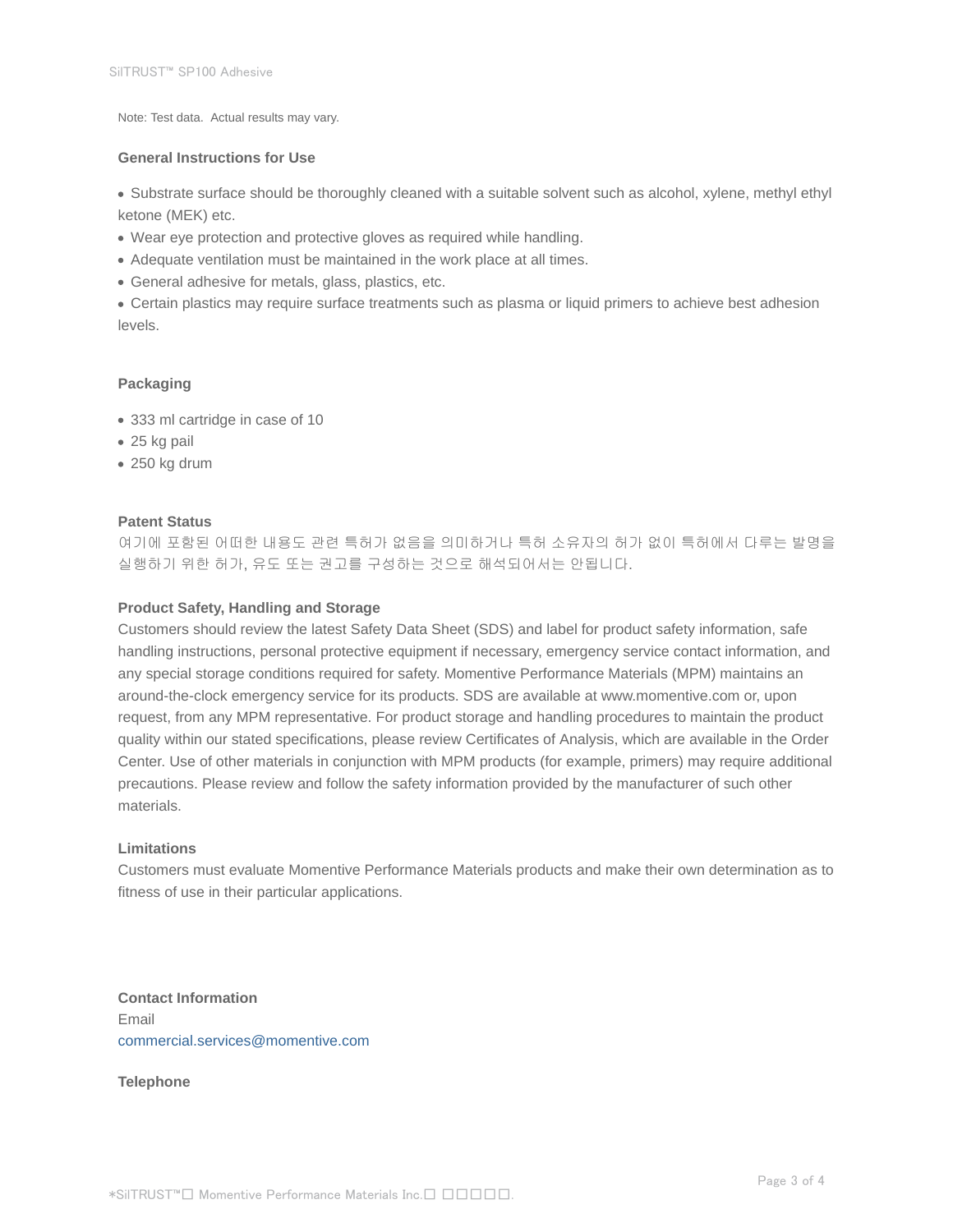Note: Test data. Actual results may vary.

### General Instructions for Use

- Substrate surface should be thoroughly cleaned with a suitable solvent such as alcohol, xylene, methyl ethyl ketone (MEK) etc.
- Wear eye protection and protective gloves as required while handling.
- Adequate ventilation must be maintained in the work place at all times.
- General adhesive for metals, glass, plastics, etc.
- Certain plastics may require surface treatments such as plasma or liquid primers to achieve best adhesion levels.

### Packaging

- 333 ml cartridge in case of 10
- 25 kg pail
- 250 kg drum

### Patent Status

여기에 포함된 어떠한 내용도 관련 특허가 없음을 의미하거나 특허 소유자의 허가 없이 특허에서 다루는 발명을 실행하기 위한 허가, 유도 또는 권고를 구성하는 것으로 해석되어서는 안됩니다.

### Product Safety, Handling and Storage

Customers should review the latest Safety Data Sheet (SDS) and label for product safety information, safe handling instructions, personal protective equipment if necessary, emergency service contact information, and any special storage conditions required for safety. Momentive Performance Materials (MPM) maintains an around-the-clock emergency service for its products. SDS are available at www.momentive.com or, upon request, from any MPM representative. For product storage and handling procedures to maintain the product quality within our stated specifications, please review Certificates of Analysis, which are available in the Order Center. Use of other materials in conjunction with MPM products (for example, primers) may require additional precautions. Please review and follow the safety information provided by the manufacturer of such other materials.

### Limitations

Customers must evaluate Momentive Performance Materials products and make their own determination as to fitness of use in their particular applications.

### Contact Information

Email

commercial.services@momentive.com

### Telephone

*SilTRUST™□ Momentive Performance Materials Inc.□ □□□□□.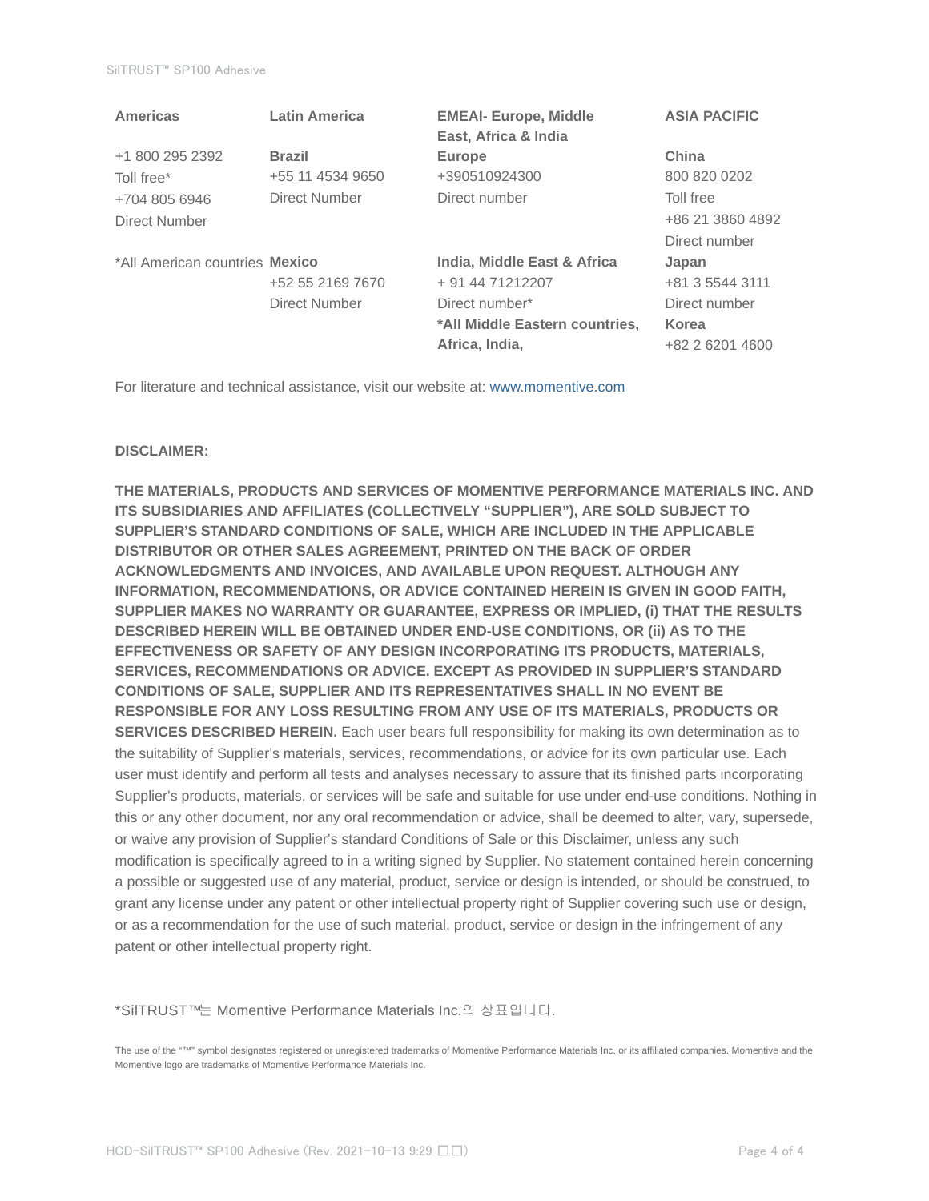| Americas | Latin America | EMEAI- Europe, Middle East, Africa & India | ASIA PACIFIC |
|---|---|---|---|
| +1 800 295 2392<br>Toll free*<br>+704 805 6946<br>Direct Number | **Brazil**<br>+55 11 4534 9650<br>Direct Number | **Europe**<br>+390510924300<br>Direct number | **China**<br>800 820 0202<br>Toll free<br>+86 21 3860 4892<br>Direct number |
| *All American countries | **Mexico**<br>+52 55 2169 7670<br>Direct Number | **India, Middle East & Africa**<br>+ 91 44 71212207<br>Direct number*<br>**\*All Middle Eastern countries, Africa, India,** | **Japan**<br>+81 3 5544 3111<br>Direct number<br>**Korea**<br>+82 2 6201 4600 |

For literature and technical assistance, visit our website at: www.momentive.com

**DISCLAIMER:**

**THE MATERIALS, PRODUCTS AND SERVICES OF MOMENTIVE PERFORMANCE MATERIALS INC. AND ITS SUBSIDIARIES AND AFFILIATES (COLLECTIVELY "SUPPLIER"), ARE SOLD SUBJECT TO SUPPLIER'S STANDARD CONDITIONS OF SALE, WHICH ARE INCLUDED IN THE APPLICABLE DISTRIBUTOR OR OTHER SALES AGREEMENT, PRINTED ON THE BACK OF ORDER ACKNOWLEDGMENTS AND INVOICES, AND AVAILABLE UPON REQUEST. ALTHOUGH ANY INFORMATION, RECOMMENDATIONS, OR ADVICE CONTAINED HEREIN IS GIVEN IN GOOD FAITH, SUPPLIER MAKES NO WARRANTY OR GUARANTEE, EXPRESS OR IMPLIED, (i) THAT THE RESULTS DESCRIBED HEREIN WILL BE OBTAINED UNDER END-USE CONDITIONS, OR (ii) AS TO THE EFFECTIVENESS OR SAFETY OF ANY DESIGN INCORPORATING ITS PRODUCTS, MATERIALS, SERVICES, RECOMMENDATIONS OR ADVICE. EXCEPT AS PROVIDED IN SUPPLIER'S STANDARD CONDITIONS OF SALE, SUPPLIER AND ITS REPRESENTATIVES SHALL IN NO EVENT BE RESPONSIBLE FOR ANY LOSS RESULTING FROM ANY USE OF ITS MATERIALS, PRODUCTS OR SERVICES DESCRIBED HEREIN.** Each user bears full responsibility for making its own determination as to the suitability of Supplier's materials, services, recommendations, or advice for its own particular use. Each user must identify and perform all tests and analyses necessary to assure that its finished parts incorporating Supplier's products, materials, or services will be safe and suitable for use under end-use conditions. Nothing in this or any other document, nor any oral recommendation or advice, shall be deemed to alter, vary, supersede, or waive any provision of Supplier's standard Conditions of Sale or this Disclaimer, unless any such modification is specifically agreed to in a writing signed by Supplier. No statement contained herein concerning a possible or suggested use of any material, product, service or design is intended, or should be construed, to grant any license under any patent or other intellectual property right of Supplier covering such use or design, or as a recommendation for the use of such material, product, service or design in the infringement of any patent or other intellectual property right.

*SilTRUST™는 Momentive Performance Materials Inc.의 상표입니다.

The use of the "™" symbol designates registered or unregistered trademarks of Momentive Performance Materials Inc. or its affiliated companies. Momentive and the Momentive logo are trademarks of Momentive Performance Materials Inc.